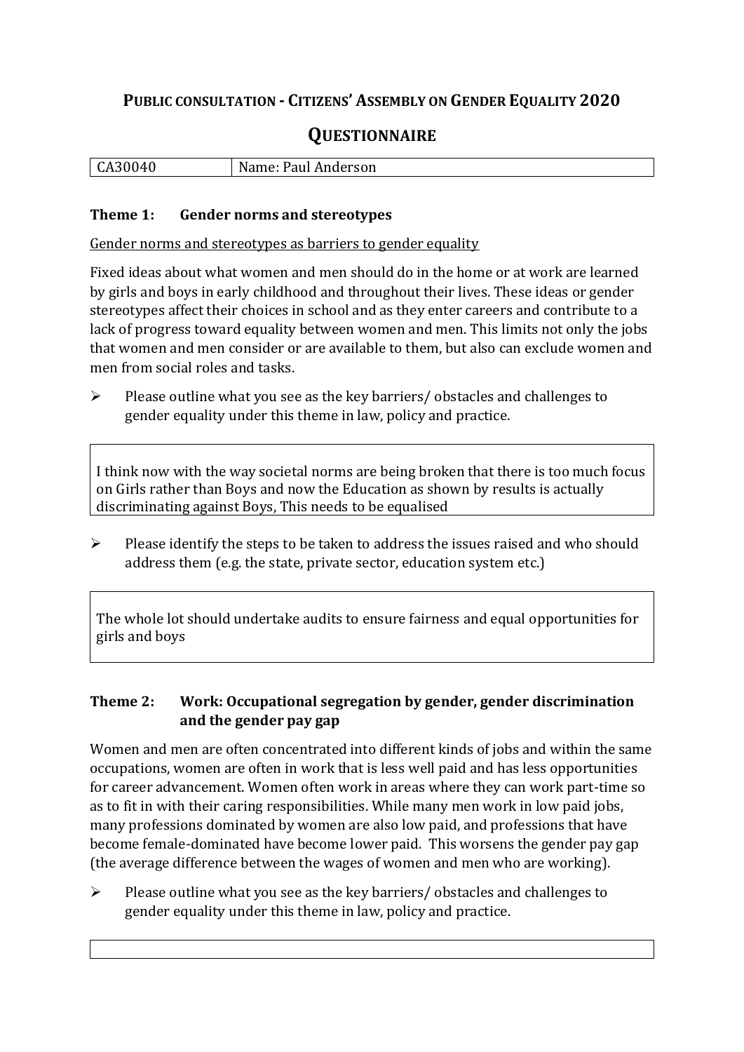# PUBLIC CONSULTATION - CITIZENS' ASSEMBLY ON GENDER EQUALITY 2020

## QUESTIONNAIRE

| CA30040 | Name: Paul Anderson |
|---|---|

### Theme 1: Gender norms and stereotypes

Gender norms and stereotypes as barriers to gender equality

Fixed ideas about what women and men should do in the home or at work are learned by girls and boys in early childhood and throughout their lives. These ideas or gender stereotypes affect their choices in school and as they enter careers and contribute to a lack of progress toward equality between women and men. This limits not only the jobs that women and men consider or are available to them, but also can exclude women and men from social roles and tasks.

- Please outline what you see as the key barriers/ obstacles and challenges to gender equality under this theme in law, policy and practice.

> I think now with the way societal norms are being broken that there is too much focus on Girls rather than Boys and now the Education as shown by results is actually discriminating against Boys, This needs to be equalised

- Please identify the steps to be taken to address the issues raised and who should address them (e.g. the state, private sector, education system etc.)

> The whole lot should undertake audits to ensure fairness and equal opportunities for girls and boys

### Theme 2: Work: Occupational segregation by gender, gender discrimination and the gender pay gap

Women and men are often concentrated into different kinds of jobs and within the same occupations, women are often in work that is less well paid and has less opportunities for career advancement. Women often work in areas where they can work part-time so as to fit in with their caring responsibilities. While many men work in low paid jobs, many professions dominated by women are also low paid, and professions that have become female-dominated have become lower paid. This worsens the gender pay gap (the average difference between the wages of women and men who are working).

- Please outline what you see as the key barriers/ obstacles and challenges to gender equality under this theme in law, policy and practice.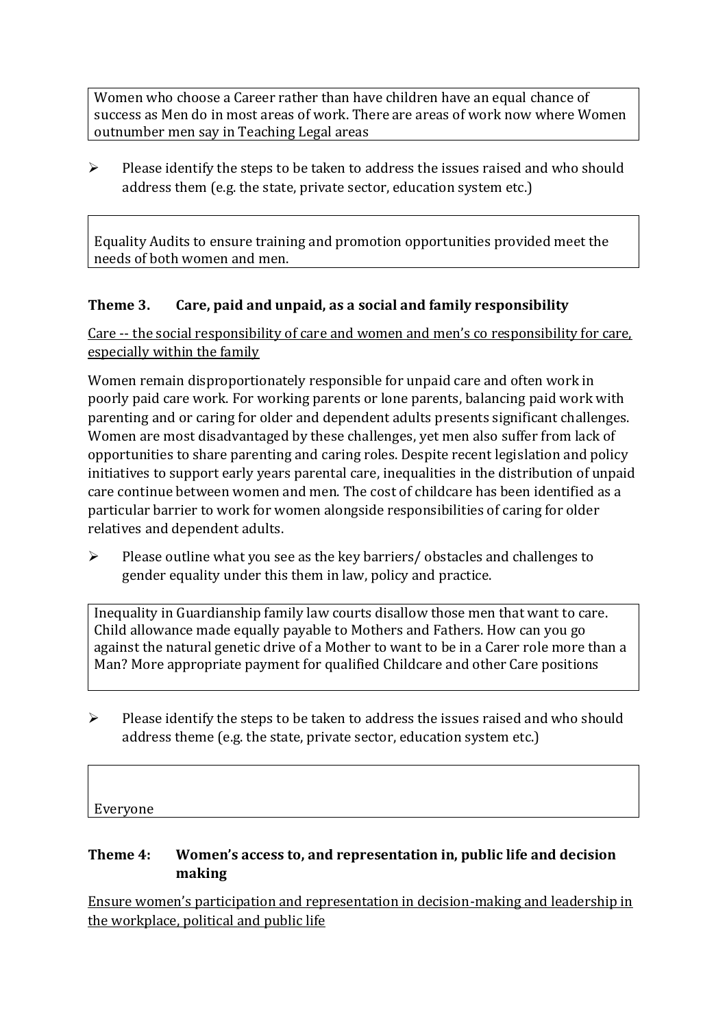Women who choose a Career rather than have children have an equal chance of success as Men do in most areas of work. There are areas of work now where Women outnumber men say in Teaching Legal areas

- Please identify the steps to be taken to address the issues raised and who should address them (e.g. the state, private sector, education system etc.)

Equality Audits to ensure training and promotion opportunities provided meet the needs of both women and men.

### Theme 3. Care, paid and unpaid, as a social and family responsibility

Care -- the social responsibility of care and women and men's co responsibility for care, especially within the family

Women remain disproportionately responsible for unpaid care and often work in poorly paid care work. For working parents or lone parents, balancing paid work with parenting and or caring for older and dependent adults presents significant challenges. Women are most disadvantaged by these challenges, yet men also suffer from lack of opportunities to share parenting and caring roles. Despite recent legislation and policy initiatives to support early years parental care, inequalities in the distribution of unpaid care continue between women and men. The cost of childcare has been identified as a particular barrier to work for women alongside responsibilities of caring for older relatives and dependent adults.

- Please outline what you see as the key barriers/ obstacles and challenges to gender equality under this them in law, policy and practice.

Inequality in Guardianship family law courts disallow those men that want to care. Child allowance made equally payable to Mothers and Fathers. How can you go against the natural genetic drive of a Mother to want to be in a Carer role more than a Man? More appropriate payment for qualified Childcare and other Care positions

- Please identify the steps to be taken to address the issues raised and who should address theme (e.g. the state, private sector, education system etc.)

Everyone

### Theme 4: Women's access to, and representation in, public life and decision making

Ensure women's participation and representation in decision-making and leadership in the workplace, political and public life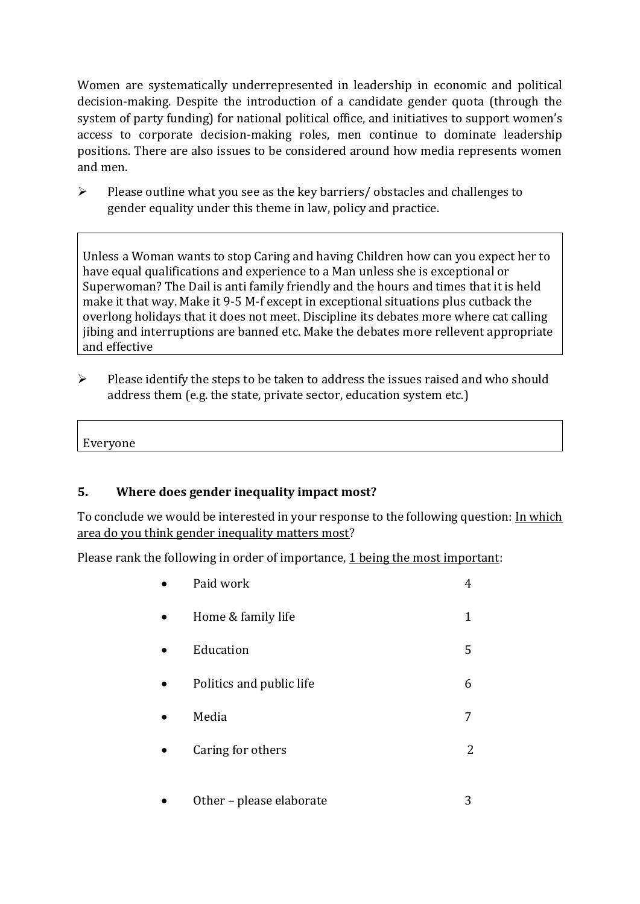Women are systematically underrepresented in leadership in economic and political decision-making. Despite the introduction of a candidate gender quota (through the system of party funding) for national political office, and initiatives to support women's access to corporate decision-making roles, men continue to dominate leadership positions. There are also issues to be considered around how media represents women and men.

- Please outline what you see as the key barriers/ obstacles and challenges to gender equality under this theme in law, policy and practice.

> Unless a Woman wants to stop Caring and having Children how can you expect her to have equal qualifications and experience to a Man unless she is exceptional or Superwoman? The Dail is anti family friendly and the hours and times that it is held make it that way. Make it 9-5 M-f except in exceptional situations plus cutback the overlong holidays that it does not meet. Discipline its debates more where cat calling jibing and interruptions are banned etc. Make the debates more rellevent appropriate and effective

- Please identify the steps to be taken to address the issues raised and who should address them (e.g. the state, private sector, education system etc.)

> Everyone

## 5. Where does gender inequality impact most?

To conclude we would be interested in your response to the following question: <u>In which area do you think gender inequality matters most</u>?

Please rank the following in order of importance, <u>1 being the most important</u>:

| Area | Rank |
| --- | --- |
| Paid work | 4 |
| Home & family life | 1 |
| Education | 5 |
| Politics and public life | 6 |
| Media | 7 |
| Caring for others | 2 |
| Other – please elaborate | 3 |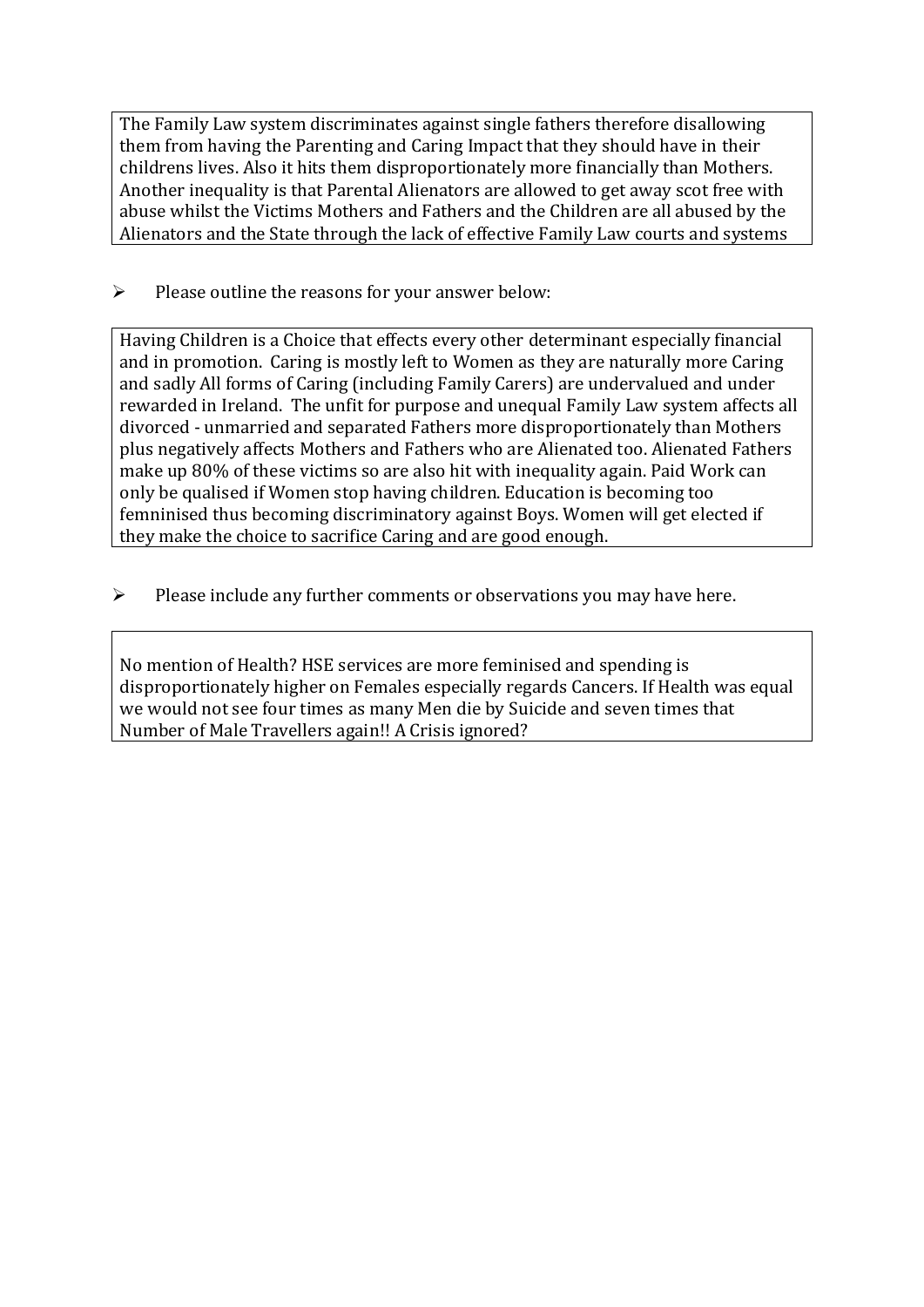The Family Law system discriminates against single fathers therefore disallowing them from having the Parenting and Caring Impact that they should have in their childrens lives. Also it hits them disproportionately more financially than Mothers. Another inequality is that Parental Alienators are allowed to get away scot free with abuse whilst the Victims Mothers and Fathers and the Children are all abused by the Alienators and the State through the lack of effective Family Law courts and systems

- Please outline the reasons for your answer below:

Having Children is a Choice that effects every other determinant especially financial and in promotion. Caring is mostly left to Women as they are naturally more Caring and sadly All forms of Caring (including Family Carers) are undervalued and under rewarded in Ireland. The unfit for purpose and unequal Family Law system affects all divorced - unmarried and separated Fathers more disproportionately than Mothers plus negatively affects Mothers and Fathers who are Alienated too. Alienated Fathers make up 80% of these victims so are also hit with inequality again. Paid Work can only be qualised if Women stop having children. Education is becoming too femninised thus becoming discriminatory against Boys. Women will get elected if they make the choice to sacrifice Caring and are good enough.

- Please include any further comments or observations you may have here.

No mention of Health? HSE services are more feminised and spending is disproportionately higher on Females especially regards Cancers. If Health was equal we would not see four times as many Men die by Suicide and seven times that Number of Male Travellers again!! A Crisis ignored?